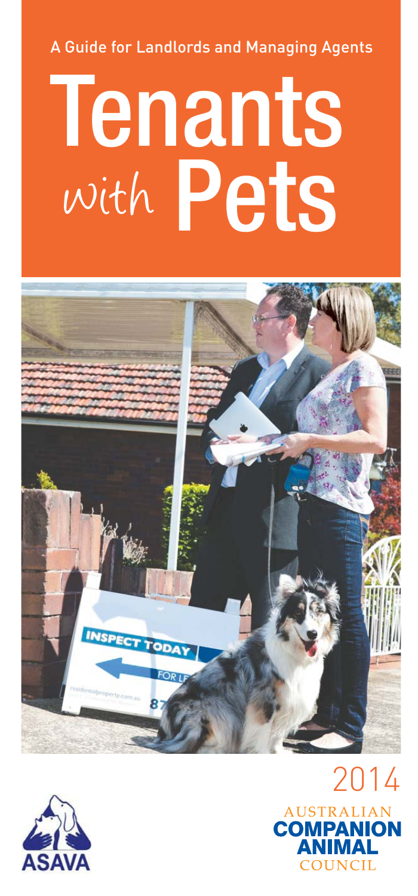A Guide for Landlords and Managing Agents

# Tenants with Pets

2014

ASAVA

AUSTRALIAN COMPANION ANIMAL COUNCIL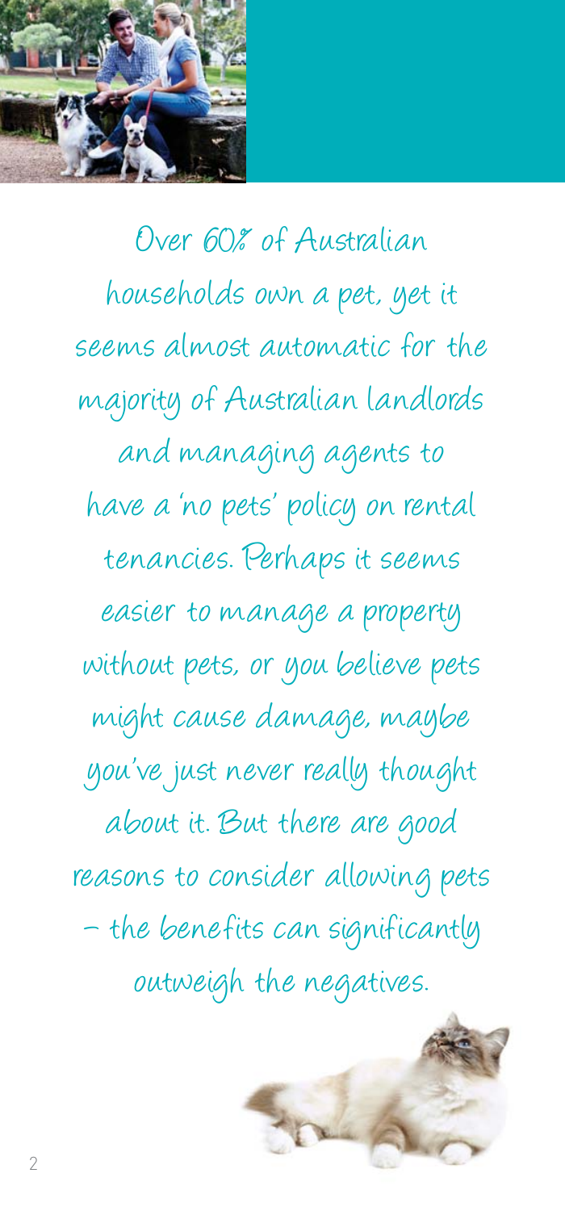Over 60% of Australian households own a pet, yet it seems almost automatic for the majority of Australian landlords and managing agents to have a 'no pets' policy on rental tenancies. Perhaps it seems easier to manage a property without pets, or you believe pets might cause damage, maybe you've just never really thought about it. But there are good reasons to consider allowing pets – the benefits can significantly outweigh the negatives.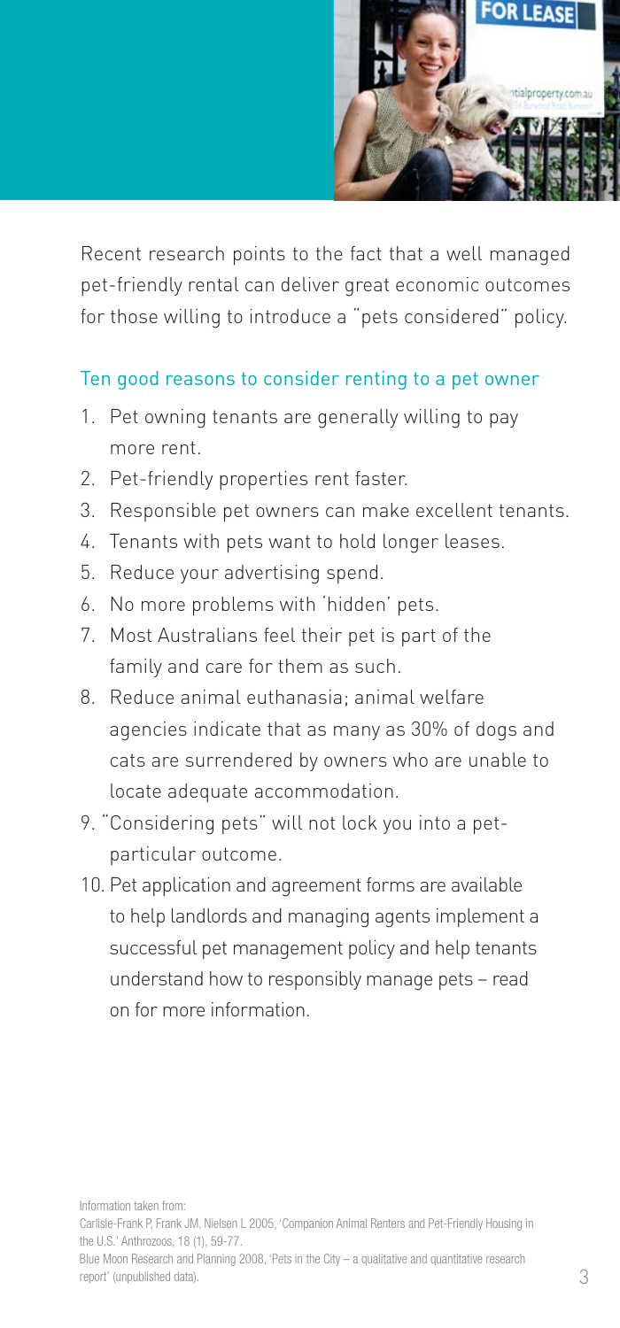Recent research points to the fact that a well managed pet-friendly rental can deliver great economic outcomes for those willing to introduce a "pets considered" policy.

## Ten good reasons to consider renting to a pet owner

1. Pet owning tenants are generally willing to pay more rent.
2. Pet-friendly properties rent faster.
3. Responsible pet owners can make excellent tenants.
4. Tenants with pets want to hold longer leases.
5. Reduce your advertising spend.
6. No more problems with 'hidden' pets.
7. Most Australians feel their pet is part of the family and care for them as such.
8. Reduce animal euthanasia; animal welfare agencies indicate that as many as 30% of dogs and cats are surrendered by owners who are unable to locate adequate accommodation.
9. "Considering pets" will not lock you into a pet-particular outcome.
10. Pet application and agreement forms are available to help landlords and managing agents implement a successful pet management policy and help tenants understand how to responsibly manage pets – read on for more information.

Information taken from:

Carlisle-Frank P, Frank JM, Nielsen L 2005, 'Companion Animal Renters and Pet-Friendly Housing in the U.S.' Anthrozoos, 18 (1), 59-77.

Blue Moon Research and Planning 2008, 'Pets in the City – a qualitative and quantitative research report' (unpublished data).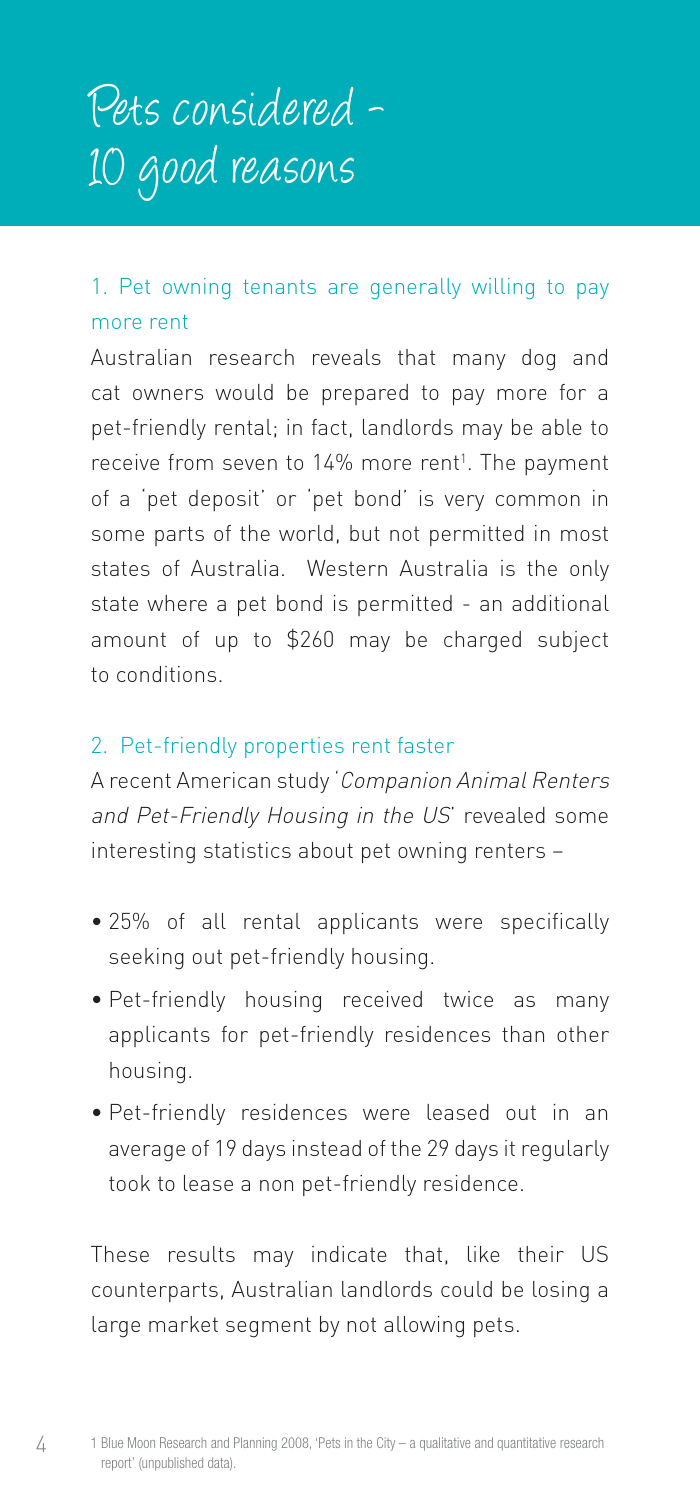# Pets considered – 10 good reasons

## 1. Pet owning tenants are generally willing to pay more rent

Australian research reveals that many dog and cat owners would be prepared to pay more for a pet-friendly rental; in fact, landlords may be able to receive from seven to 14% more rent[1]. The payment of a 'pet deposit' or 'pet bond' is very common in some parts of the world, but not permitted in most states of Australia. Western Australia is the only state where a pet bond is permitted - an additional amount of up to $260 may be charged subject to conditions.

## 2. Pet-friendly properties rent faster

A recent American study '*Companion Animal Renters and Pet-Friendly Housing in the US*' revealed some interesting statistics about pet owning renters –

- 25% of all rental applicants were specifically seeking out pet-friendly housing.
- Pet-friendly housing received twice as many applicants for pet-friendly residences than other housing.
- Pet-friendly residences were leased out in an average of 19 days instead of the 29 days it regularly took to lease a non pet-friendly residence.

These results may indicate that, like their US counterparts, Australian landlords could be losing a large market segment by not allowing pets.

1 Blue Moon Research and Planning 2008, 'Pets in the City – a qualitative and quantitative research report' (unpublished data).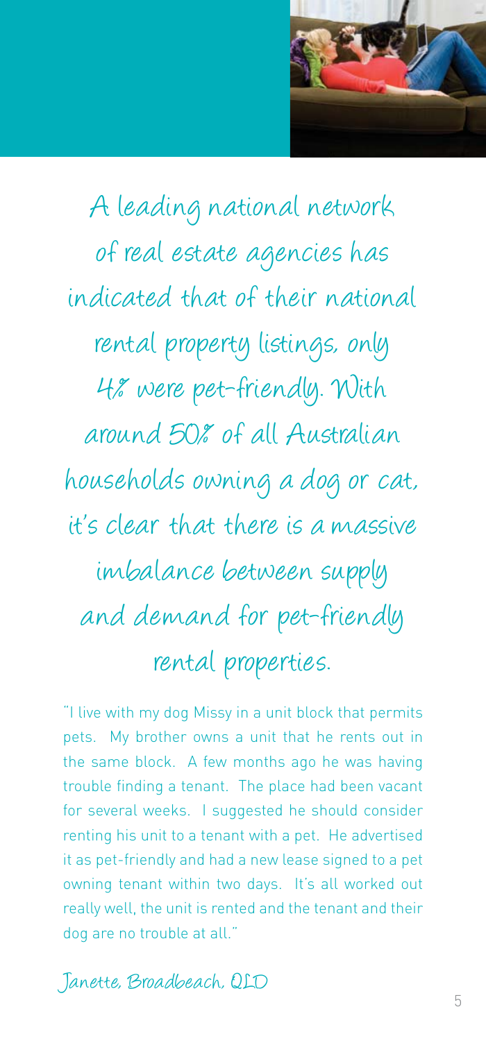A leading national network of real estate agencies has indicated that of their national rental property listings, only 4% were pet-friendly. With around 50% of all Australian households owning a dog or cat, it's clear that there is a massive imbalance between supply and demand for pet-friendly rental properties.

"I live with my dog Missy in a unit block that permits pets. My brother owns a unit that he rents out in the same block. A few months ago he was having trouble finding a tenant. The place had been vacant for several weeks. I suggested he should consider renting his unit to a tenant with a pet. He advertised it as pet-friendly and had a new lease signed to a pet owning tenant within two days. It's all worked out really well, the unit is rented and the tenant and their dog are no trouble at all."

Janette, Broadbeach, QLD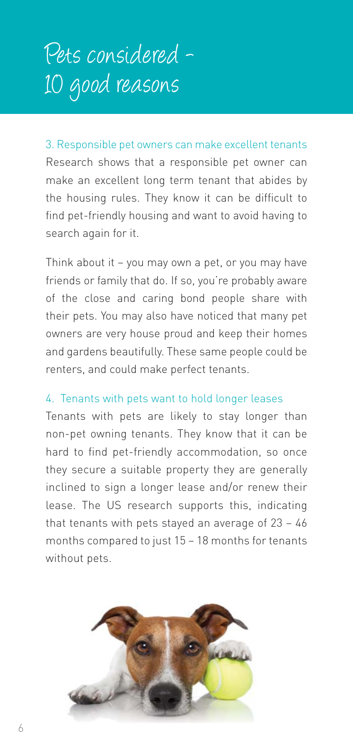# Pets considered - 10 good reasons

## 3. Responsible pet owners can make excellent tenants

Research shows that a responsible pet owner can make an excellent long term tenant that abides by the housing rules. They know it can be difficult to find pet-friendly housing and want to avoid having to search again for it.

Think about it – you may own a pet, or you may have friends or family that do. If so, you're probably aware of the close and caring bond people share with their pets. You may also have noticed that many pet owners are very house proud and keep their homes and gardens beautifully. These same people could be renters, and could make perfect tenants.

## 4. Tenants with pets want to hold longer leases

Tenants with pets are likely to stay longer than non-pet owning tenants. They know that it can be hard to find pet-friendly accommodation, so once they secure a suitable property they are generally inclined to sign a longer lease and/or renew their lease. The US research supports this, indicating that tenants with pets stayed an average of 23 – 46 months compared to just 15 – 18 months for tenants without pets.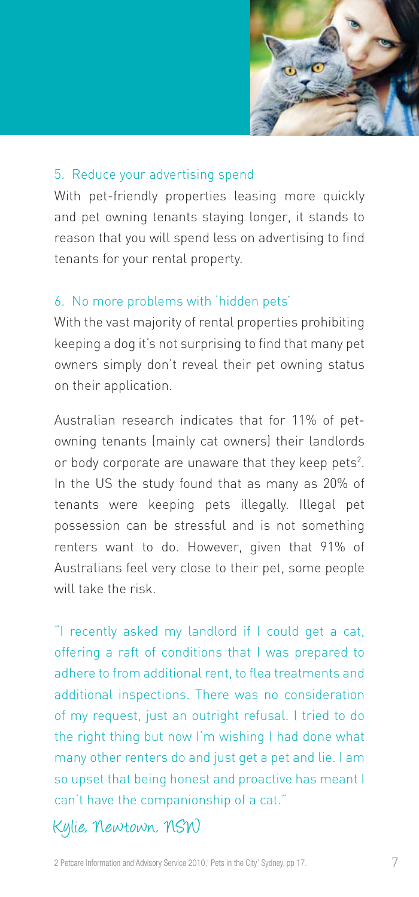### 5. Reduce your advertising spend

With pet-friendly properties leasing more quickly and pet owning tenants staying longer, it stands to reason that you will spend less on advertising to find tenants for your rental property.

### 6. No more problems with 'hidden pets'

With the vast majority of rental properties prohibiting keeping a dog it's not surprising to find that many pet owners simply don't reveal their pet owning status on their application.

Australian research indicates that for 11% of pet-owning tenants (mainly cat owners) their landlords or body corporate are unaware that they keep pets[2]. In the US the study found that as many as 20% of tenants were keeping pets illegally. Illegal pet possession can be stressful and is not something renters want to do. However, given that 91% of Australians feel very close to their pet, some people will take the risk.

"I recently asked my landlord if I could get a cat, offering a raft of conditions that I was prepared to adhere to from additional rent, to flea treatments and additional inspections. There was no consideration of my request, just an outright refusal. I tried to do the right thing but now I'm wishing I had done what many other renters do and just get a pet and lie. I am so upset that being honest and proactive has meant I can't have the companionship of a cat."

Kylie, Newtown, NSW

2 Petcare Information and Advisory Service 2010,' Pets in the City' Sydney, pp 17.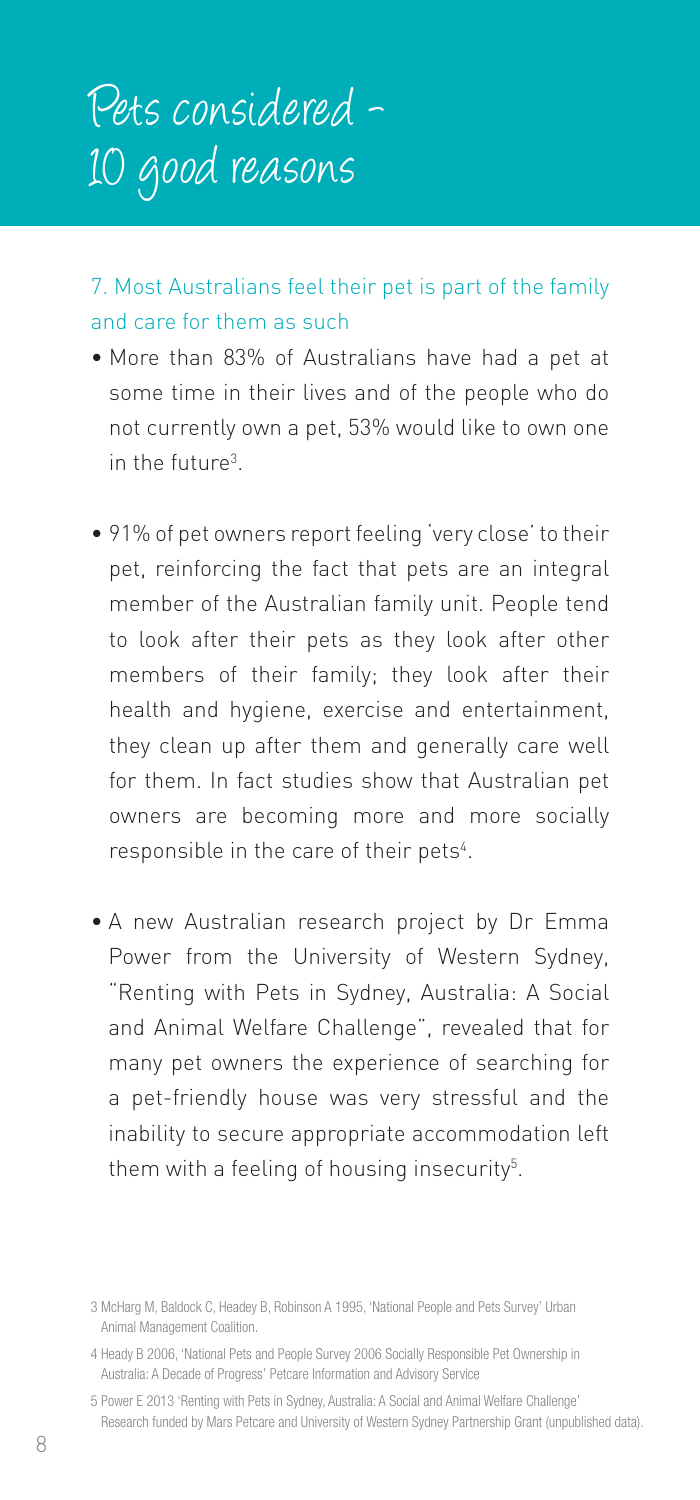# Pets considered – 10 good reasons

## 7. Most Australians feel their pet is part of the family and care for them as such

- More than 83% of Australians have had a pet at some time in their lives and of the people who do not currently own a pet, 53% would like to own one in the future[3].
- 91% of pet owners report feeling 'very close' to their pet, reinforcing the fact that pets are an integral member of the Australian family unit. People tend to look after their pets as they look after other members of their family; they look after their health and hygiene, exercise and entertainment, they clean up after them and generally care well for them. In fact studies show that Australian pet owners are becoming more and more socially responsible in the care of their pets[4].
- A new Australian research project by Dr Emma Power from the University of Western Sydney, "Renting with Pets in Sydney, Australia: A Social and Animal Welfare Challenge", revealed that for many pet owners the experience of searching for a pet-friendly house was very stressful and the inability to secure appropriate accommodation left them with a feeling of housing insecurity[5].

---

3 McHarg M, Baldock C, Headey B, Robinson A 1995, 'National People and Pets Survey' Urban Animal Management Coalition.

4 Heady B 2006, 'National Pets and People Survey 2006 Socially Responsible Pet Ownership in Australia: A Decade of Progress' Petcare Information and Advisory Service

5 Power E 2013 'Renting with Pets in Sydney, Australia: A Social and Animal Welfare Challenge' Research funded by Mars Petcare and University of Western Sydney Partnership Grant (unpublished data).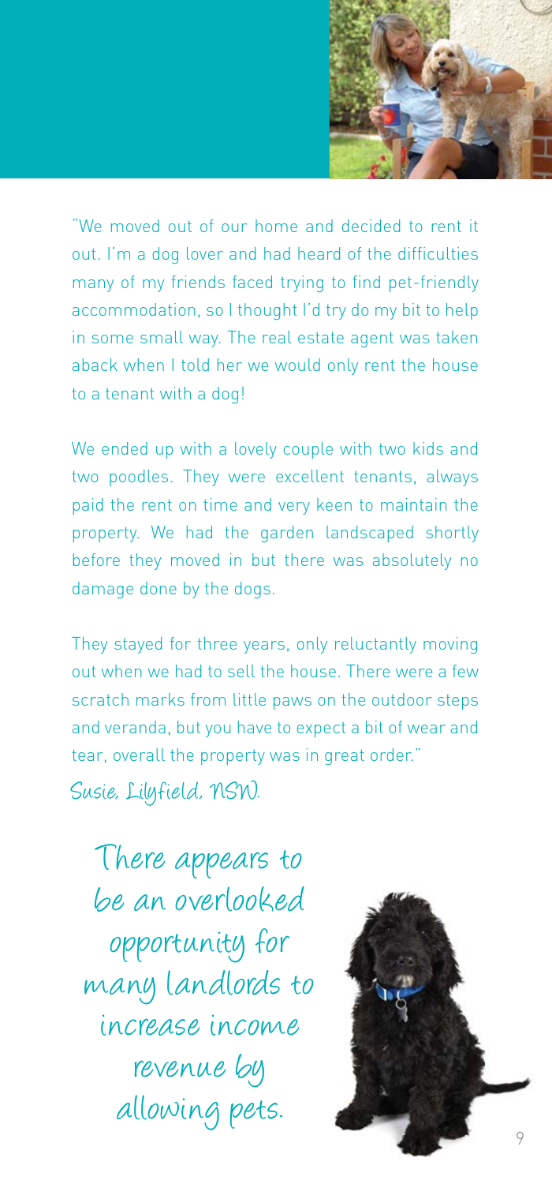"We moved out of our home and decided to rent it out. I'm a dog lover and had heard of the difficulties many of my friends faced trying to find pet-friendly accommodation, so I thought I'd try do my bit to help in some small way. The real estate agent was taken aback when I told her we would only rent the house to a tenant with a dog!

We ended up with a lovely couple with two kids and two poodles. They were excellent tenants, always paid the rent on time and very keen to maintain the property. We had the garden landscaped shortly before they moved in but there was absolutely no damage done by the dogs.

They stayed for three years, only reluctantly moving out when we had to sell the house. There were a few scratch marks from little paws on the outdoor steps and veranda, but you have to expect a bit of wear and tear, overall the property was in great order."

*Susie, Lilyfield, NSW.*

*There appears to be an overlooked opportunity for many landlords to increase income revenue by allowing pets.*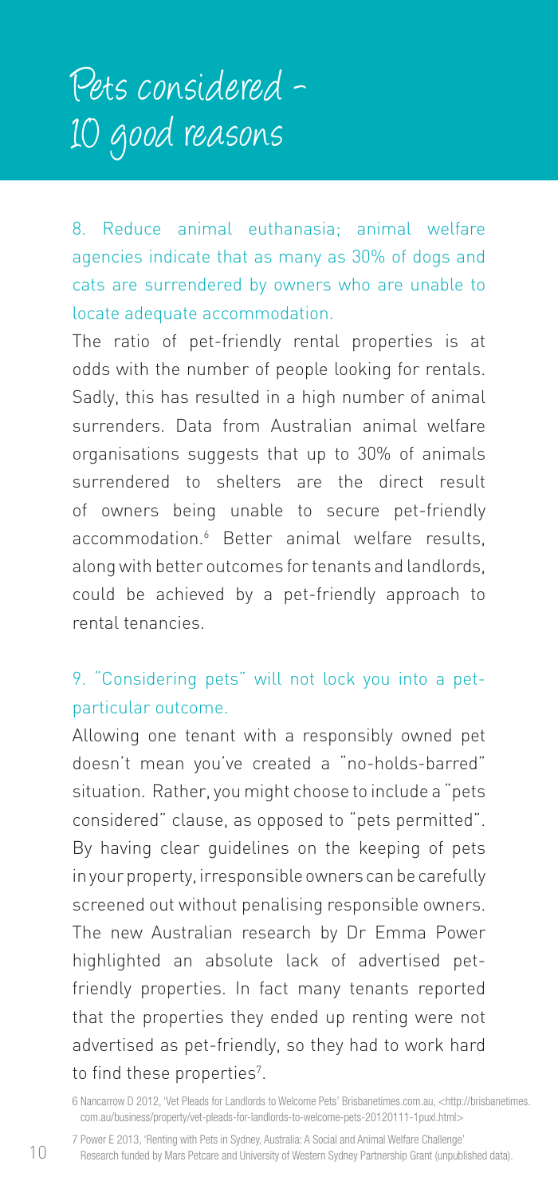# Pets considered - 10 good reasons

### 8. Reduce animal euthanasia; animal welfare agencies indicate that as many as 30% of dogs and cats are surrendered by owners who are unable to locate adequate accommodation.

The ratio of pet-friendly rental properties is at odds with the number of people looking for rentals. Sadly, this has resulted in a high number of animal surrenders. Data from Australian animal welfare organisations suggests that up to 30% of animals surrendered to shelters are the direct result of owners being unable to secure pet-friendly accommodation.[6] Better animal welfare results, along with better outcomes for tenants and landlords, could be achieved by a pet-friendly approach to rental tenancies.

### 9. "Considering pets" will not lock you into a pet-particular outcome.

Allowing one tenant with a responsibly owned pet doesn't mean you've created a "no-holds-barred" situation. Rather, you might choose to include a "pets considered" clause, as opposed to "pets permitted". By having clear guidelines on the keeping of pets in your property, irresponsible owners can be carefully screened out without penalising responsible owners. The new Australian research by Dr Emma Power highlighted an absolute lack of advertised pet-friendly properties. In fact many tenants reported that the properties they ended up renting were not advertised as pet-friendly, so they had to work hard to find these properties[7].

6 Nancarrow D 2012, 'Vet Pleads for Landlords to Welcome Pets' Brisbanetimes.com.au, <http://brisbanetimes.com.au/business/property/vet-pleads-for-landlords-to-welcome-pets-20121111-1puxl.html>

7 Power E 2013, 'Renting with Pets in Sydney, Australia: A Social and Animal Welfare Challenge' Research funded by Mars Petcare and University of Western Sydney Partnership Grant (unpublished data).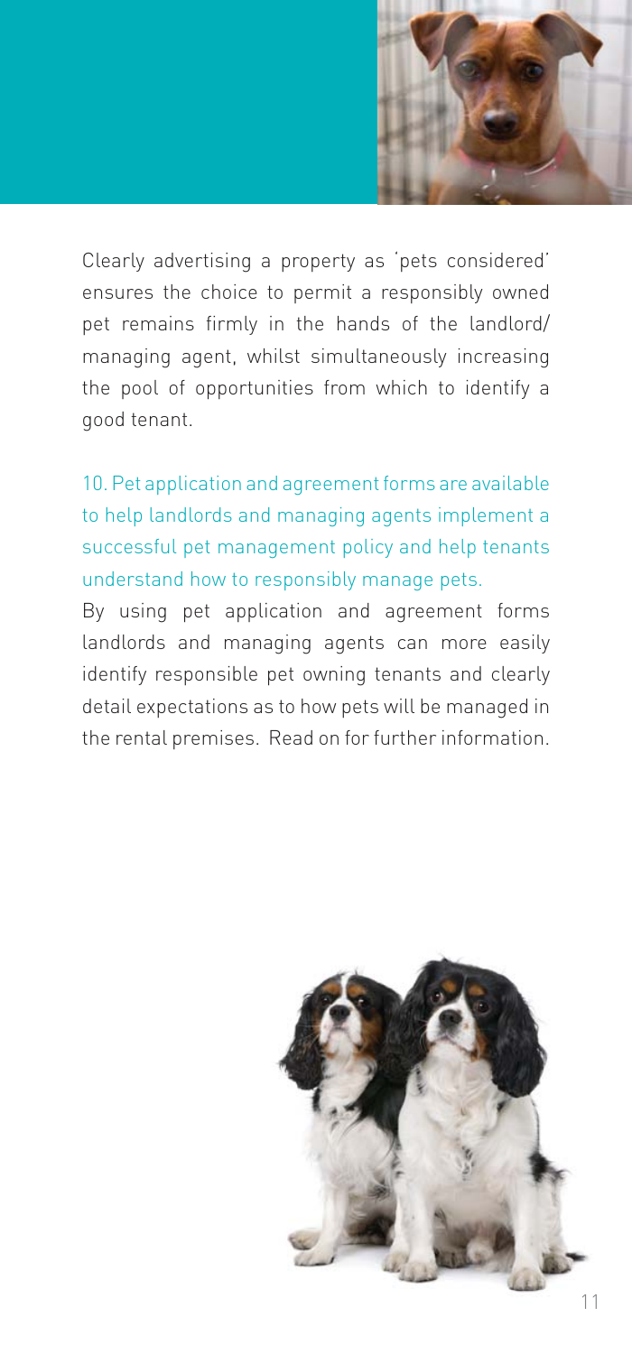Clearly advertising a property as 'pets considered' ensures the choice to permit a responsibly owned pet remains firmly in the hands of the landlord/managing agent, whilst simultaneously increasing the pool of opportunities from which to identify a good tenant.

### 10. Pet application and agreement forms are available to help landlords and managing agents implement a successful pet management policy and help tenants understand how to responsibly manage pets.

By using pet application and agreement forms landlords and managing agents can more easily identify responsible pet owning tenants and clearly detail expectations as to how pets will be managed in the rental premises. Read on for further information.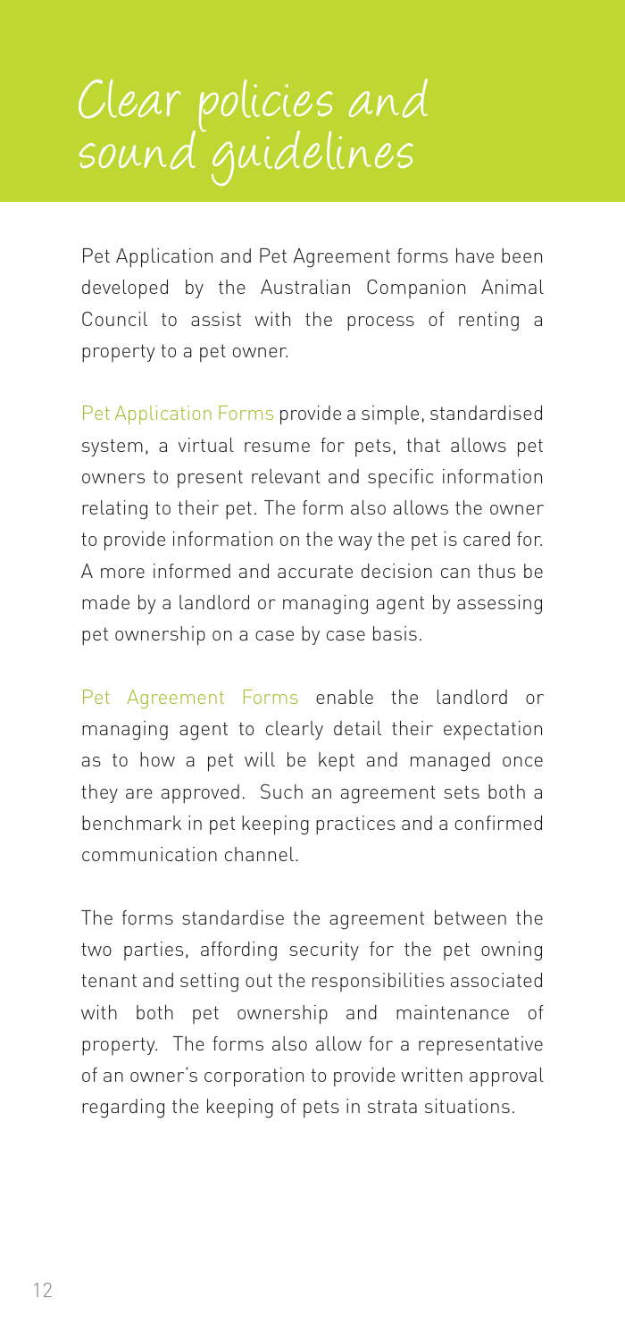# Clear policies and sound guidelines

Pet Application and Pet Agreement forms have been developed by the Australian Companion Animal Council to assist with the process of renting a property to a pet owner.

Pet Application Forms provide a simple, standardised system, a virtual resume for pets, that allows pet owners to present relevant and specific information relating to their pet. The form also allows the owner to provide information on the way the pet is cared for. A more informed and accurate decision can thus be made by a landlord or managing agent by assessing pet ownership on a case by case basis.

Pet Agreement Forms enable the landlord or managing agent to clearly detail their expectation as to how a pet will be kept and managed once they are approved. Such an agreement sets both a benchmark in pet keeping practices and a confirmed communication channel.

The forms standardise the agreement between the two parties, affording security for the pet owning tenant and setting out the responsibilities associated with both pet ownership and maintenance of property. The forms also allow for a representative of an owner's corporation to provide written approval regarding the keeping of pets in strata situations.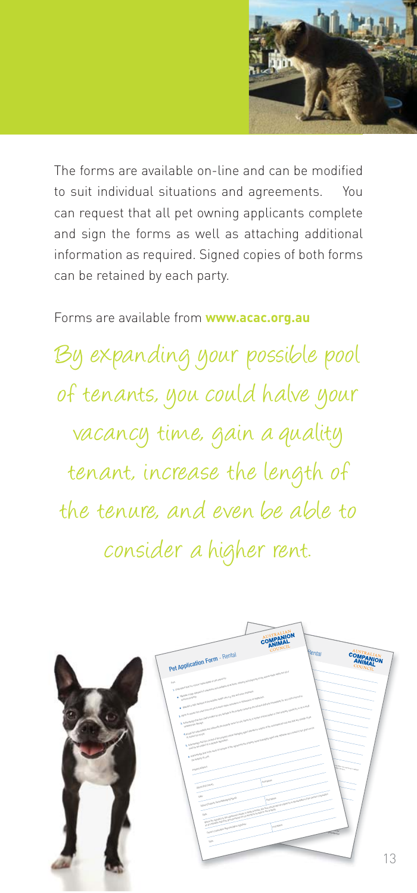The forms are available on-line and can be modified to suit individual situations and agreements. You can request that all pet owning applicants complete and sign the forms as well as attaching additional information as required. Signed copies of both forms can be retained by each party.

Forms are available from **www.acac.org.au**

*By expanding your possible pool of tenants, you could halve your vacancy time, gain a quality tenant, increase the length of the tenure, and even be able to consider a higher rent.*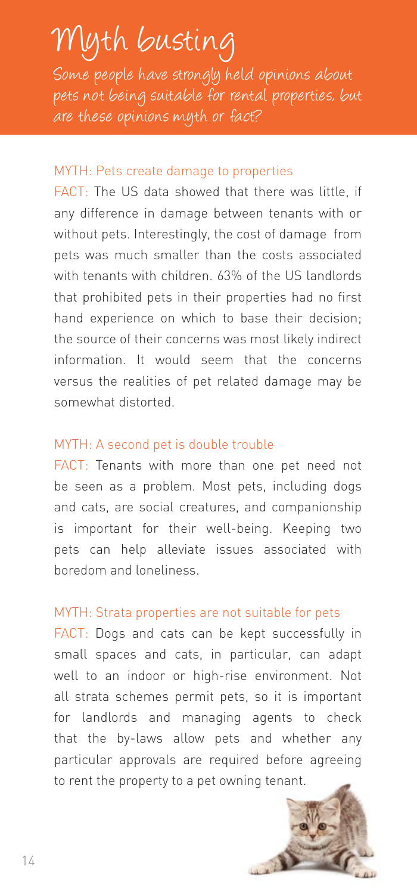# Myth busting

Some people have strongly held opinions about pets not being suitable for rental properties, but are these opinions myth or fact?

### MYTH: Pets create damage to properties

FACT: The US data showed that there was little, if any difference in damage between tenants with or without pets. Interestingly, the cost of damage from pets was much smaller than the costs associated with tenants with children. 63% of the US landlords that prohibited pets in their properties had no first hand experience on which to base their decision; the source of their concerns was most likely indirect information. It would seem that the concerns versus the realities of pet related damage may be somewhat distorted.

### MYTH: A second pet is double trouble

FACT: Tenants with more than one pet need not be seen as a problem. Most pets, including dogs and cats, are social creatures, and companionship is important for their well-being. Keeping two pets can help alleviate issues associated with boredom and loneliness.

### MYTH: Strata properties are not suitable for pets

FACT: Dogs and cats can be kept successfully in small spaces and cats, in particular, can adapt well to an indoor or high-rise environment. Not all strata schemes permit pets, so it is important for landlords and managing agents to check that the by-laws allow pets and whether any particular approvals are required before agreeing to rent the property to a pet owning tenant.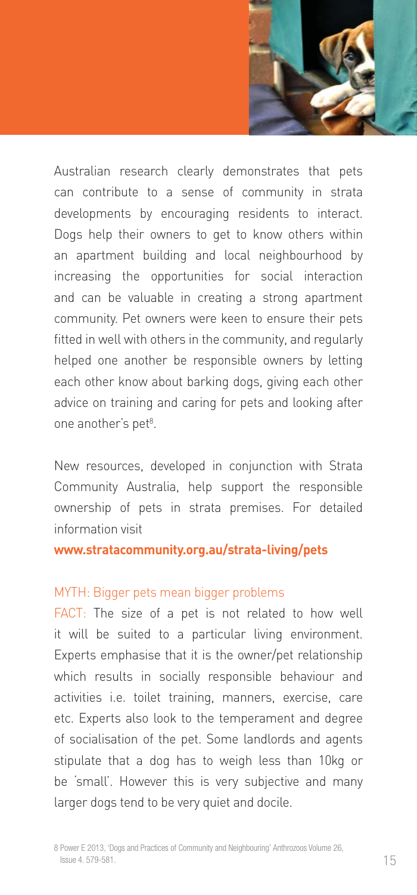Australian research clearly demonstrates that pets can contribute to a sense of community in strata developments by encouraging residents to interact. Dogs help their owners to get to know others within an apartment building and local neighbourhood by increasing the opportunities for social interaction and can be valuable in creating a strong apartment community. Pet owners were keen to ensure their pets fitted in well with others in the community, and regularly helped one another be responsible owners by letting each other know about barking dogs, giving each other advice on training and caring for pets and looking after one another's pet[8].

New resources, developed in conjunction with Strata Community Australia, help support the responsible ownership of pets in strata premises. For detailed information visit

**www.stratacommunity.org.au/strata-living/pets**

MYTH: Bigger pets mean bigger problems

FACT: The size of a pet is not related to how well it will be suited to a particular living environment. Experts emphasise that it is the owner/pet relationship which results in socially responsible behaviour and activities i.e. toilet training, manners, exercise, care etc. Experts also look to the temperament and degree of socialisation of the pet. Some landlords and agents stipulate that a dog has to weigh less than 10kg or be 'small'. However this is very subjective and many larger dogs tend to be very quiet and docile.

8 Power E 2013, 'Dogs and Practices of Community and Neighbouring' Anthrozoos Volume 26, Issue 4. 579-581.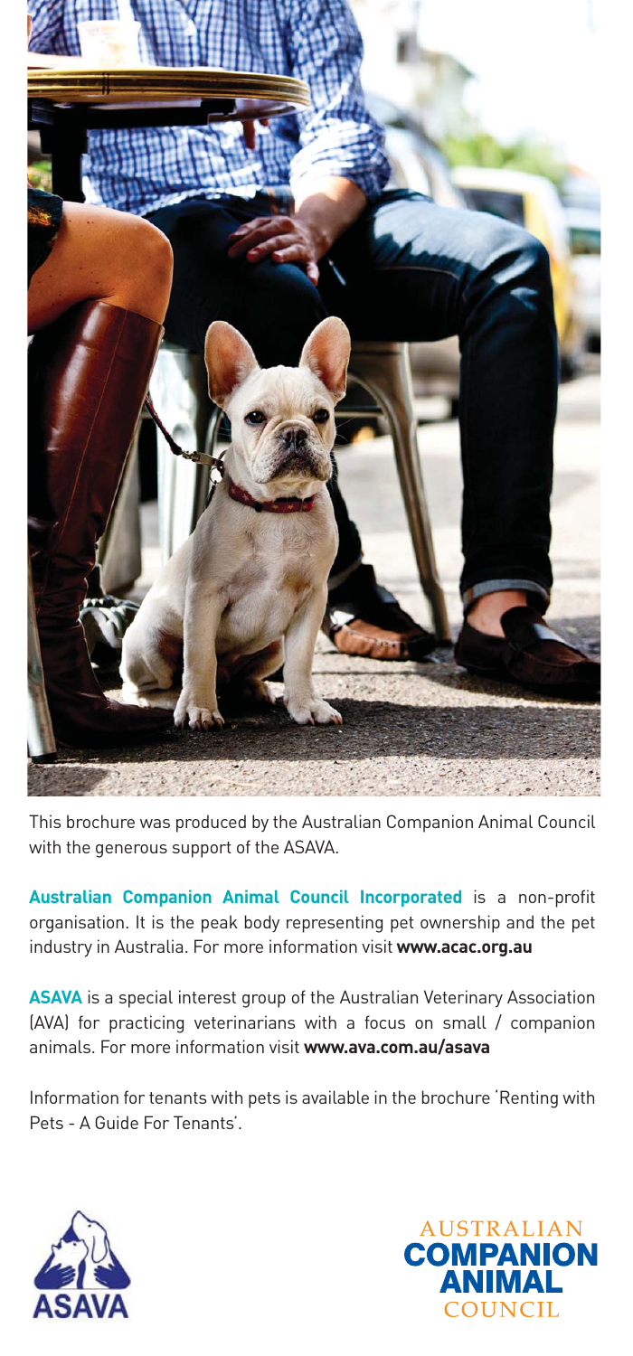This brochure was produced by the Australian Companion Animal Council with the generous support of the ASAVA.

**Australian Companion Animal Council Incorporated** is a non-profit organisation. It is the peak body representing pet ownership and the pet industry in Australia. For more information visit **www.acac.org.au**

**ASAVA** is a special interest group of the Australian Veterinary Association (AVA) for practicing veterinarians with a focus on small / companion animals. For more information visit **www.ava.com.au/asava**

Information for tenants with pets is available in the brochure 'Renting with Pets - A Guide For Tenants'.

ASAVA

AUSTRALIAN COMPANION ANIMAL COUNCIL